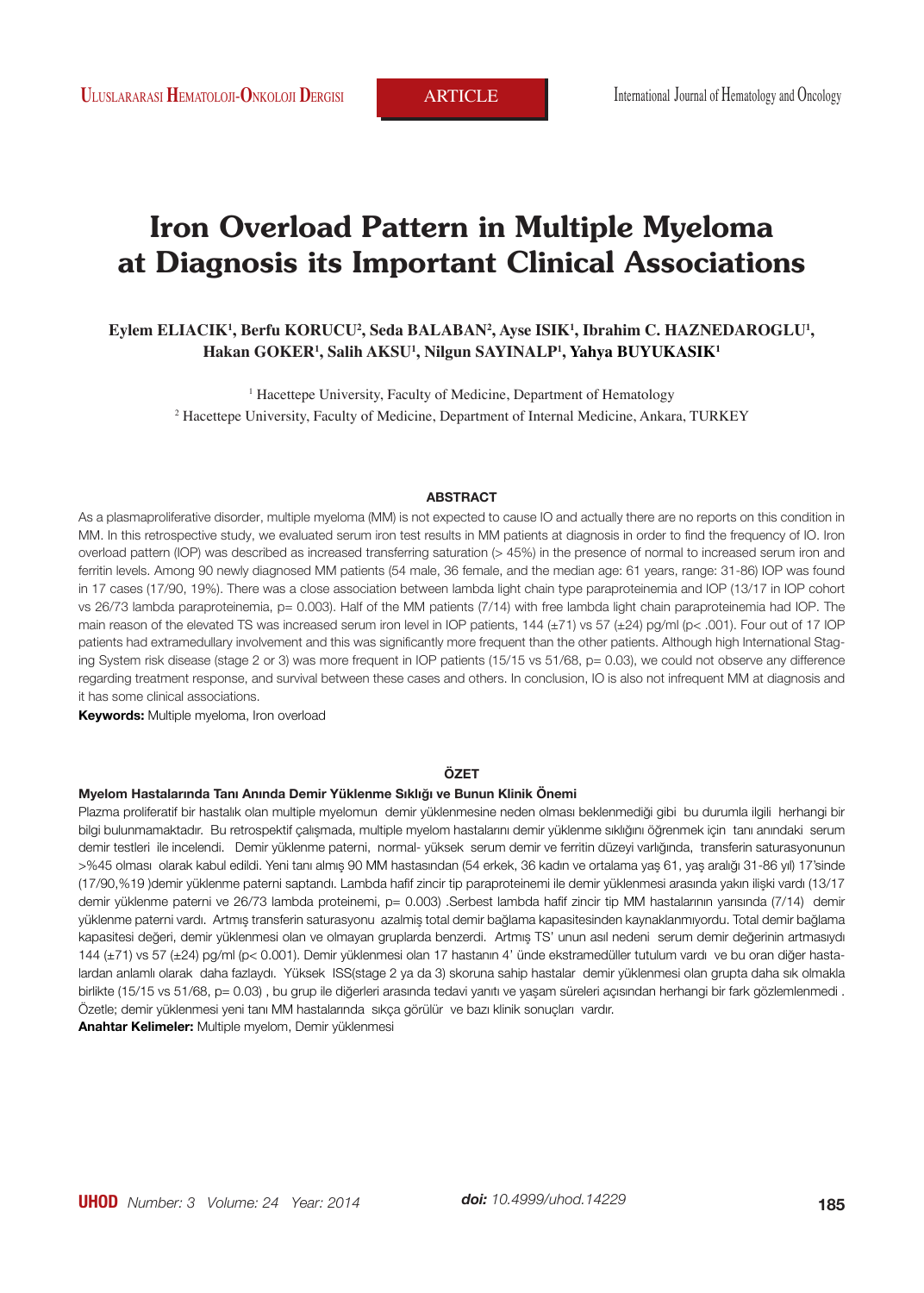# Iron Overload Pattern in Multiple Myeloma at Diagnosis its Important Clinical Associations

**Eylem ELIACIK[1], Berfu KORUCU[2], Seda BALABAN[2], Ayse ISIK[1], Ibrahim C. HAZNEDAROGLU[1], Hakan GOKER[1], Salih AKSU[1], Nilgun SAYINALP[1], Yahya BUYUKASIK[1]**

[1] Hacettepe University, Faculty of Medicine, Department of Hematology

[2] Hacettepe University, Faculty of Medicine, Department of Internal Medicine, Ankara, TURKEY

## ABSTRACT

As a plasmaproliferative disorder, multiple myeloma (MM) is not expected to cause IO and actually there are no reports on this condition in MM. In this retrospective study, we evaluated serum iron test results in MM patients at diagnosis in order to find the frequency of IO. Iron overload pattern (IOP) was described as increased transferring saturation (> 45%) in the presence of normal to increased serum iron and ferritin levels. Among 90 newly diagnosed MM patients (54 male, 36 female, and the median age: 61 years, range: 31-86) IOP was found in 17 cases (17/90, 19%). There was a close association between lambda light chain type paraproteinemia and IOP (13/17 in IOP cohort vs 26/73 lambda paraproteinemia, p= 0.003). Half of the MM patients (7/14) with free lambda light chain paraproteinemia had IOP. The main reason of the elevated TS was increased serum iron level in IOP patients, 144 (±71) vs 57 (±24) pg/ml (p< .001). Four out of 17 IOP patients had extramedullary involvement and this was significantly more frequent than the other patients. Although high International Staging System risk disease (stage 2 or 3) was more frequent in IOP patients (15/15 vs 51/68, p= 0.03), we could not observe any difference regarding treatment response, and survival between these cases and others. In conclusion, IO is also not infrequent MM at diagnosis and it has some clinical associations.

**Keywords:** Multiple myeloma, Iron overload

## ÖZET

### Myelom Hastalarında Tanı Anında Demir Yüklenme Sıklığı ve Bunun Klinik Önemi

Plazma proliferatif bir hastalık olan multiple myelomun demir yüklenmesine neden olması beklenmediği gibi bu durumla ilgili herhangi bir bilgi bulunmamaktadır. Bu retrospektif çalışmada, multiple myelom hastalarını demir yüklenme sıklığını öğrenmek için tanı anındaki serum demir testleri ile incelendi. Demir yüklenme paterni, normal- yüksek serum demir ve ferritin düzeyi varlığında, transferin saturasyonunun >%45 olması olarak kabul edildi. Yeni tanı almış 90 MM hastasından (54 erkek, 36 kadın ve ortalama yaş 61, yaş aralığı 31-86 yıl) 17'sinde (17/90,%19 )demir yüklenme paterni saptandı. Lambda hafif zincir tip paraproteinemi ile demir yüklenmesi arasında yakın ilişki vardı (13/17 demir yüklenme paterni ve 26/73 lambda proteinemi, p= 0.003) .Serbest lambda hafif zincir tip MM hastalarının yarısında (7/14) demir yüklenme paterni vardı. Artmış transferin saturasyonu azalmış total demir bağlama kapasitesinden kaynaklanmıyordu. Total demir bağlama kapasitesi değeri, demir yüklenmesi olan ve olmayan gruplarda benzerdi. Artmış TS' unun asıl nedeni serum demir değerinin artmasıydı 144 (±71) vs 57 (±24) pg/ml (p< 0.001). Demir yüklenmesi olan 17 hastanın 4' ünde ekstramedüller tutulum vardı ve bu oran diğer hastalardan anlamlı olarak daha fazlaydı. Yüksek ISS(stage 2 ya da 3) skoruna sahip hastalar demir yüklenmesi olan grupta daha sık olmakla birlikte (15/15 vs 51/68, p= 0.03) , bu grup ile diğerleri arasında tedavi yanıtı ve yaşam süreleri açısından herhangi bir fark gözlemlenmedi . Özetle; demir yüklenmesi yeni tanı MM hastalarında sıkça görülür ve bazı klinik sonuçları vardır.

**Anahtar Kelimeler:** Multiple myelom, Demir yüklenmesi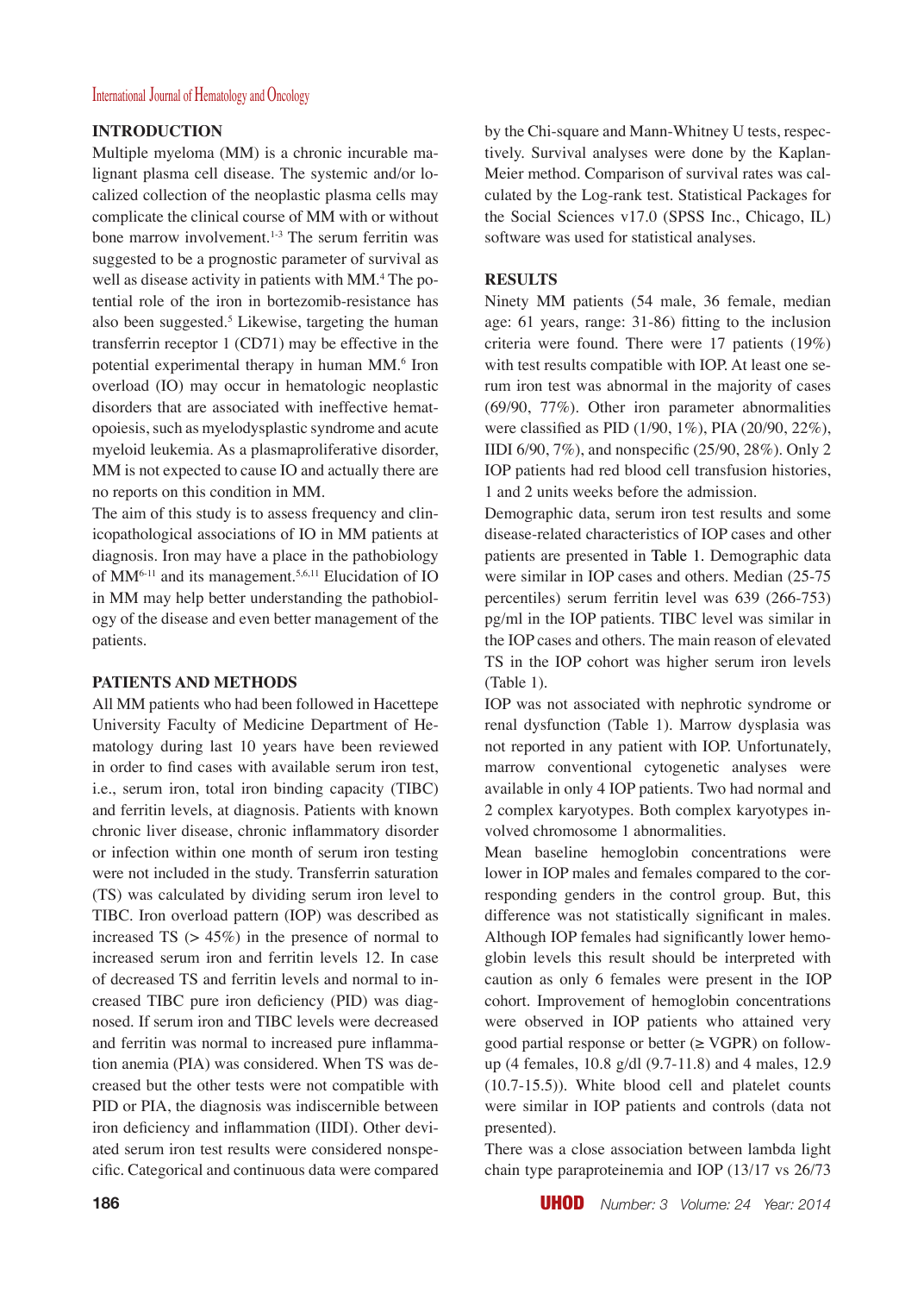## INTRODUCTION

Multiple myeloma (MM) is a chronic incurable malignant plasma cell disease. The systemic and/or localized collection of the neoplastic plasma cells may complicate the clinical course of MM with or without bone marrow involvement.[1-3] The serum ferritin was suggested to be a prognostic parameter of survival as well as disease activity in patients with MM.[4] The potential role of the iron in bortezomib-resistance has also been suggested.[5] Likewise, targeting the human transferrin receptor 1 (CD71) may be effective in the potential experimental therapy in human MM.[6] Iron overload (IO) may occur in hematologic neoplastic disorders that are associated with ineffective hematopoiesis, such as myelodysplastic syndrome and acute myeloid leukemia. As a plasmaproliferative disorder, MM is not expected to cause IO and actually there are no reports on this condition in MM.

The aim of this study is to assess frequency and clinicopathological associations of IO in MM patients at diagnosis. Iron may have a place in the pathobiology of MM[6-11] and its management.[5,6,11] Elucidation of IO in MM may help better understanding the pathobiology of the disease and even better management of the patients.

## PATIENTS AND METHODS

All MM patients who had been followed in Hacettepe University Faculty of Medicine Department of Hematology during last 10 years have been reviewed in order to find cases with available serum iron test, i.e., serum iron, total iron binding capacity (TIBC) and ferritin levels, at diagnosis. Patients with known chronic liver disease, chronic inflammatory disorder or infection within one month of serum iron testing were not included in the study. Transferrin saturation (TS) was calculated by dividing serum iron level to TIBC. Iron overload pattern (IOP) was described as increased TS (> 45%) in the presence of normal to increased serum iron and ferritin levels 12. In case of decreased TS and ferritin levels and normal to increased TIBC pure iron deficiency (PID) was diagnosed. If serum iron and TIBC levels were decreased and ferritin was normal to increased pure inflammation anemia (PIA) was considered. When TS was decreased but the other tests were not compatible with PID or PIA, the diagnosis was indiscernible between iron deficiency and inflammation (IIDI). Other deviated serum iron test results were considered nonspecific. Categorical and continuous data were compared by the Chi-square and Mann-Whitney U tests, respectively. Survival analyses were done by the Kaplan-Meier method. Comparison of survival rates was calculated by the Log-rank test. Statistical Packages for the Social Sciences v17.0 (SPSS Inc., Chicago, IL) software was used for statistical analyses.

## RESULTS

Ninety MM patients (54 male, 36 female, median age: 61 years, range: 31-86) fitting to the inclusion criteria were found. There were 17 patients (19%) with test results compatible with IOP. At least one serum iron test was abnormal in the majority of cases (69/90, 77%). Other iron parameter abnormalities were classified as PID (1/90, 1%), PIA (20/90, 22%), IIDI 6/90, 7%), and nonspecific (25/90, 28%). Only 2 IOP patients had red blood cell transfusion histories, 1 and 2 units weeks before the admission.

Demographic data, serum iron test results and some disease-related characteristics of IOP cases and other patients are presented in Table 1. Demographic data were similar in IOP cases and others. Median (25-75 percentiles) serum ferritin level was 639 (266-753) pg/ml in the IOP patients. TIBC level was similar in the IOP cases and others. The main reason of elevated TS in the IOP cohort was higher serum iron levels (Table 1).

IOP was not associated with nephrotic syndrome or renal dysfunction (Table 1). Marrow dysplasia was not reported in any patient with IOP. Unfortunately, marrow conventional cytogenetic analyses were available in only 4 IOP patients. Two had normal and 2 complex karyotypes. Both complex karyotypes involved chromosome 1 abnormalities.

Mean baseline hemoglobin concentrations were lower in IOP males and females compared to the corresponding genders in the control group. But, this difference was not statistically significant in males. Although IOP females had significantly lower hemoglobin levels this result should be interpreted with caution as only 6 females were present in the IOP cohort. Improvement of hemoglobin concentrations were observed in IOP patients who attained very good partial response or better (≥ VGPR) on follow-up (4 females, 10.8 g/dl (9.7-11.8) and 4 males, 12.9 (10.7-15.5)). White blood cell and platelet counts were similar in IOP patients and controls (data not presented).

There was a close association between lambda light chain type paraproteinemia and IOP (13/17 vs 26/73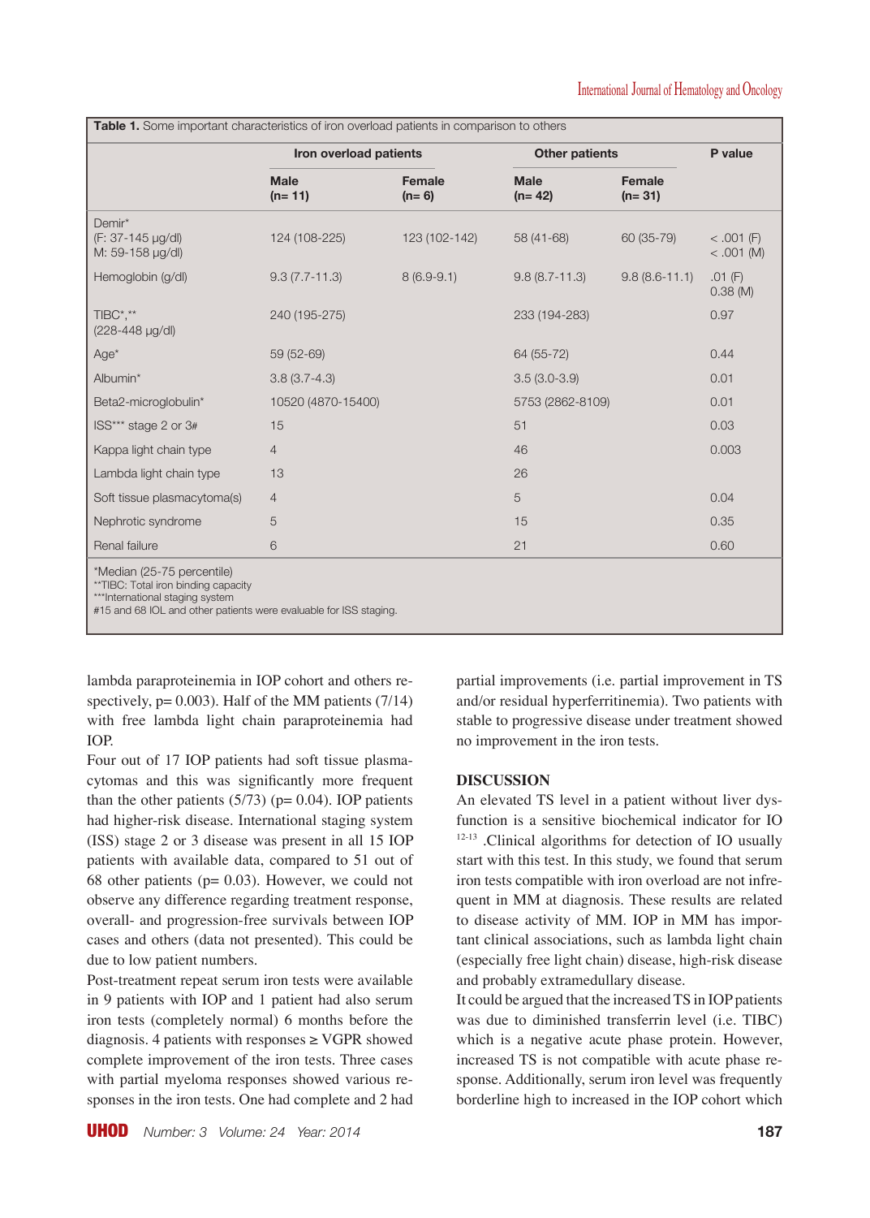**Table 1.** Some important characteristics of iron overload patients in comparison to others

| | Iron overload patients | | Other patients | | P value |
|---|---|---|---|---|---|
| | Male (n= 11) | Female (n= 6) | Male (n= 42) | Female (n= 31) | |
| Demir* (F: 37-145 µg/dl) M: 59-158 µg/dl) | 124 (108-225) | 123 (102-142) | 58 (41-68) | 60 (35-79) | < .001 (F) < .001 (M) |
| Hemoglobin (g/dl) | 9.3 (7.7-11.3) | 8 (6.9-9.1) | 9.8 (8.7-11.3) | 9.8 (8.6-11.1) | .01 (F) 0.38 (M) |
| TIBC*,** (228-448 µg/dl) | 240 (195-275) | | 233 (194-283) | | 0.97 |
| Age* | 59 (52-69) | | 64 (55-72) | | 0.44 |
| Albumin* | 3.8 (3.7-4.3) | | 3.5 (3.0-3.9) | | 0.01 |
| Beta2-microglobulin* | 10520 (4870-15400) | | 5753 (2862-8109) | | 0.01 |
| ISS*** stage 2 or 3# | 15 | | 51 | | 0.03 |
| Kappa light chain type | 4 | | 46 | | 0.003 |
| Lambda light chain type | 13 | | 26 | | |
| Soft tissue plasmacytoma(s) | 4 | | 5 | | 0.04 |
| Nephrotic syndrome | 5 | | 15 | | 0.35 |
| Renal failure | 6 | | 21 | | 0.60 |

*Median (25-75 percentile)
**TIBC: Total iron binding capacity
***International staging system
#15 and 68 IOL and other patients were evaluable for ISS staging.

lambda paraproteinemia in IOP cohort and others respectively, p= 0.003). Half of the MM patients (7/14) with free lambda light chain paraproteinemia had IOP.

Four out of 17 IOP patients had soft tissue plasmacytomas and this was significantly more frequent than the other patients (5/73) (p= 0.04). IOP patients had higher-risk disease. International staging system (ISS) stage 2 or 3 disease was present in all 15 IOP patients with available data, compared to 51 out of 68 other patients (p= 0.03). However, we could not observe any difference regarding treatment response, overall- and progression-free survivals between IOP cases and others (data not presented). This could be due to low patient numbers.

Post-treatment repeat serum iron tests were available in 9 patients with IOP and 1 patient had also serum iron tests (completely normal) 6 months before the diagnosis. 4 patients with responses ≥ VGPR showed complete improvement of the iron tests. Three cases with partial myeloma responses showed various responses in the iron tests. One had complete and 2 had partial improvements (i.e. partial improvement in TS and/or residual hyperferritinemia). Two patients with stable to progressive disease under treatment showed no improvement in the iron tests.

## DISCUSSION

An elevated TS level in a patient without liver dysfunction is a sensitive biochemical indicator for IO [12-13]. Clinical algorithms for detection of IO usually start with this test. In this study, we found that serum iron tests compatible with iron overload are not infrequent in MM at diagnosis. These results are related to disease activity of MM. IOP in MM has important clinical associations, such as lambda light chain (especially free light chain) disease, high-risk disease and probably extramedullary disease.

It could be argued that the increased TS in IOP patients was due to diminished transferrin level (i.e. TIBC) which is a negative acute phase protein. However, increased TS is not compatible with acute phase response. Additionally, serum iron level was frequently borderline high to increased in the IOP cohort which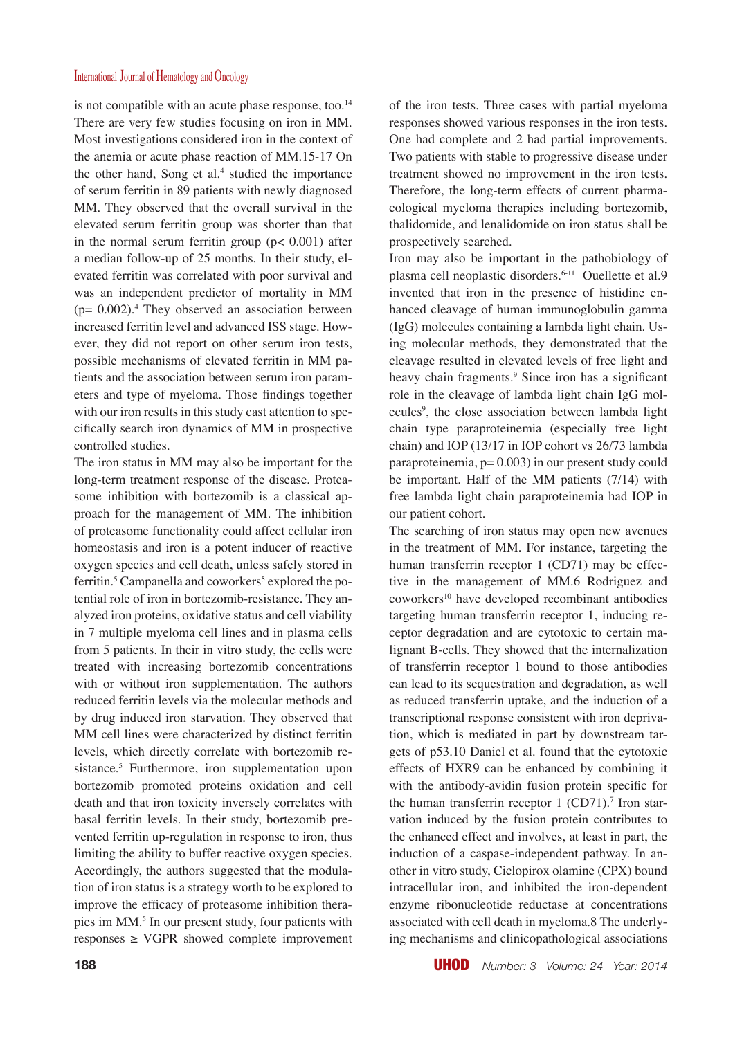is not compatible with an acute phase response, too.[14] There are very few studies focusing on iron in MM. Most investigations considered iron in the context of the anemia or acute phase reaction of MM.15-17 On the other hand, Song et al.[4] studied the importance of serum ferritin in 89 patients with newly diagnosed MM. They observed that the overall survival in the elevated serum ferritin group was shorter than that in the normal serum ferritin group ($p < 0.001$) after a median follow-up of 25 months. In their study, elevated ferritin was correlated with poor survival and was an independent predictor of mortality in MM ($p = 0.002$).[4] They observed an association between increased ferritin level and advanced ISS stage. However, they did not report on other serum iron tests, possible mechanisms of elevated ferritin in MM patients and the association between serum iron parameters and type of myeloma. Those findings together with our iron results in this study cast attention to specifically search iron dynamics of MM in prospective controlled studies.

The iron status in MM may also be important for the long-term treatment response of the disease. Proteasome inhibition with bortezomib is a classical approach for the management of MM. The inhibition of proteasome functionality could affect cellular iron homeostasis and iron is a potent inducer of reactive oxygen species and cell death, unless safely stored in ferritin.[5] Campanella and coworkers[5] explored the potential role of iron in bortezomib-resistance. They analyzed iron proteins, oxidative status and cell viability in 7 multiple myeloma cell lines and in plasma cells from 5 patients. In their in vitro study, the cells were treated with increasing bortezomib concentrations with or without iron supplementation. The authors reduced ferritin levels via the molecular methods and by drug induced iron starvation. They observed that MM cell lines were characterized by distinct ferritin levels, which directly correlate with bortezomib resistance.[5] Furthermore, iron supplementation upon bortezomib promoted proteins oxidation and cell death and that iron toxicity inversely correlates with basal ferritin levels. In their study, bortezomib prevented ferritin up-regulation in response to iron, thus limiting the ability to buffer reactive oxygen species. Accordingly, the authors suggested that the modulation of iron status is a strategy worth to be explored to improve the efficacy of proteasome inhibition therapies im MM.[5] In our present study, four patients with responses ≥ VGPR showed complete improvement of the iron tests. Three cases with partial myeloma responses showed various responses in the iron tests. One had complete and 2 had partial improvements. Two patients with stable to progressive disease under treatment showed no improvement in the iron tests. Therefore, the long-term effects of current pharmacological myeloma therapies including bortezomib, thalidomide, and lenalidomide on iron status shall be prospectively searched.

Iron may also be important in the pathobiology of plasma cell neoplastic disorders.[6-11] Ouellette et al.9 invented that iron in the presence of histidine enhanced cleavage of human immunoglobulin gamma (IgG) molecules containing a lambda light chain. Using molecular methods, they demonstrated that the cleavage resulted in elevated levels of free light and heavy chain fragments.[9] Since iron has a significant role in the cleavage of lambda light chain IgG molecules[9], the close association between lambda light chain type paraproteinemia (especially free light chain) and IOP (13/17 in IOP cohort vs 26/73 lambda paraproteinemia, $p = 0.003$) in our present study could be important. Half of the MM patients (7/14) with free lambda light chain paraproteinemia had IOP in our patient cohort.

The searching of iron status may open new avenues in the treatment of MM. For instance, targeting the human transferrin receptor 1 (CD71) may be effective in the management of MM.6 Rodriguez and coworkers[10] have developed recombinant antibodies targeting human transferrin receptor 1, inducing receptor degradation and are cytotoxic to certain malignant B-cells. They showed that the internalization of transferrin receptor 1 bound to those antibodies can lead to its sequestration and degradation, as well as reduced transferrin uptake, and the induction of a transcriptional response consistent with iron deprivation, which is mediated in part by downstream targets of p53.10 Daniel et al. found that the cytotoxic effects of HXR9 can be enhanced by combining it with the antibody-avidin fusion protein specific for the human transferrin receptor 1 (CD71).[7] Iron starvation induced by the fusion protein contributes to the enhanced effect and involves, at least in part, the induction of a caspase-independent pathway. In another in vitro study, Ciclopirox olamine (CPX) bound intracellular iron, and inhibited the iron-dependent enzyme ribonucleotide reductase at concentrations associated with cell death in myeloma.8 The underlying mechanisms and clinicopathological associations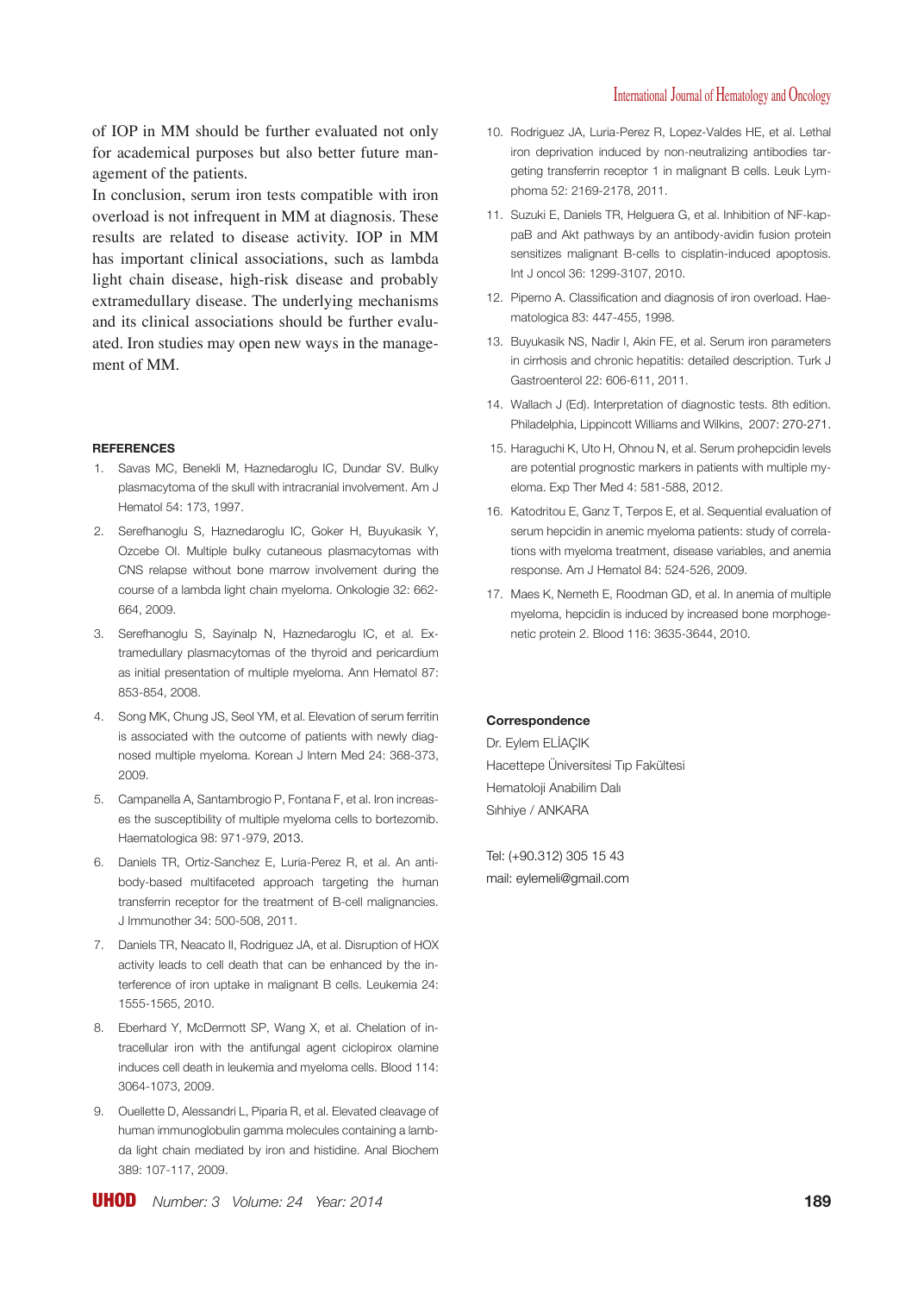of IOP in MM should be further evaluated not only for academical purposes but also better future management of the patients.

In conclusion, serum iron tests compatible with iron overload is not infrequent in MM at diagnosis. These results are related to disease activity. IOP in MM has important clinical associations, such as lambda light chain disease, high-risk disease and probably extramedullary disease. The underlying mechanisms and its clinical associations should be further evaluated. Iron studies may open new ways in the management of MM.

## REFERENCES

1. Savas MC, Benekli M, Haznedaroglu IC, Dundar SV. Bulky plasmacytoma of the skull with intracranial involvement. Am J Hematol 54: 173, 1997.
2. Serefhanoglu S, Haznedaroglu IC, Goker H, Buyukasik Y, Ozcebe OI. Multiple bulky cutaneous plasmacytomas with CNS relapse without bone marrow involvement during the course of a lambda light chain myeloma. Onkologie 32: 662-664, 2009.
3. Serefhanoglu S, Sayinalp N, Haznedaroglu IC, et al. Extramedullary plasmacytomas of the thyroid and pericardium as initial presentation of multiple myeloma. Ann Hematol 87: 853-854, 2008.
4. Song MK, Chung JS, Seol YM, et al. Elevation of serum ferritin is associated with the outcome of patients with newly diagnosed multiple myeloma. Korean J Intern Med 24: 368-373, 2009.
5. Campanella A, Santambrogio P, Fontana F, et al. Iron increases the susceptibility of multiple myeloma cells to bortezomib. Haematologica 98: 971-979, 2013.
6. Daniels TR, Ortiz-Sanchez E, Luria-Perez R, et al. An antibody-based multifaceted approach targeting the human transferrin receptor for the treatment of B-cell malignancies. J Immunother 34: 500-508, 2011.
7. Daniels TR, Neacato II, Rodriguez JA, et al. Disruption of HOX activity leads to cell death that can be enhanced by the interference of iron uptake in malignant B cells. Leukemia 24: 1555-1565, 2010.
8. Eberhard Y, McDermott SP, Wang X, et al. Chelation of intracellular iron with the antifungal agent ciclopirox olamine induces cell death in leukemia and myeloma cells. Blood 114: 3064-1073, 2009.
9. Ouellette D, Alessandri L, Piparia R, et al. Elevated cleavage of human immunoglobulin gamma molecules containing a lambda light chain mediated by iron and histidine. Anal Biochem 389: 107-117, 2009.
10. Rodriguez JA, Luria-Perez R, Lopez-Valdes HE, et al. Lethal iron deprivation induced by non-neutralizing antibodies targeting transferrin receptor 1 in malignant B cells. Leuk Lymphoma 52: 2169-2178, 2011.
11. Suzuki E, Daniels TR, Helguera G, et al. Inhibition of NF-kappaB and Akt pathways by an antibody-avidin fusion protein sensitizes malignant B-cells to cisplatin-induced apoptosis. Int J oncol 36: 1299-3107, 2010.
12. Piperno A. Classification and diagnosis of iron overload. Haematologica 83: 447-455, 1998.
13. Buyukasik NS, Nadir I, Akin FE, et al. Serum iron parameters in cirrhosis and chronic hepatitis: detailed description. Turk J Gastroenterol 22: 606-611, 2011.
14. Wallach J (Ed). Interpretation of diagnostic tests. 8th edition. Philadelphia, Lippincott Williams and Wilkins, 2007: 270-271.
15. Haraguchi K, Uto H, Ohnou N, et al. Serum prohepcidin levels are potential prognostic markers in patients with multiple myeloma. Exp Ther Med 4: 581-588, 2012.
16. Katodritou E, Ganz T, Terpos E, et al. Sequential evaluation of serum hepcidin in anemic myeloma patients: study of correlations with myeloma treatment, disease variables, and anemia response. Am J Hematol 84: 524-526, 2009.
17. Maes K, Nemeth E, Roodman GD, et al. In anemia of multiple myeloma, hepcidin is induced by increased bone morphogenetic protein 2. Blood 116: 3635-3644, 2010.

**Correspondence**

Dr. Eylem ELİAÇIK
Hacettepe Üniversitesi Tıp Fakültesi
Hematoloji Anabilim Dalı
Sıhhiye / ANKARA

Tel: (+90.312) 305 15 43
mail: eylemeli@gmail.com